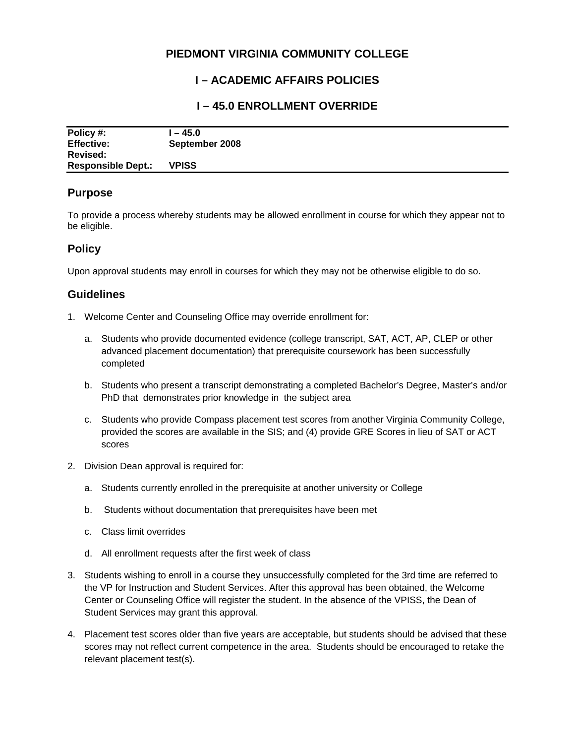# PIEDMONT VIRGINIA COMMUNITY COLLEGE

## I – ACADEMIC AFFAIRS POLICIES

## I – 45.0 ENROLLMENT OVERRIDE

| | |
|---|---|
| **Policy #:** | **I – 45.0** |
| **Effective:** | **September 2008** |
| **Revised:** | |
| **Responsible Dept.:** | **VPISS** |

## Purpose

To provide a process whereby students may be allowed enrollment in course for which they appear not to be eligible.

## Policy

Upon approval students may enroll in courses for which they may not be otherwise eligible to do so.

## Guidelines

1. Welcome Center and Counseling Office may override enrollment for:

   a. Students who provide documented evidence (college transcript, SAT, ACT, AP, CLEP or other advanced placement documentation) that prerequisite coursework has been successfully completed

   b. Students who present a transcript demonstrating a completed Bachelor's Degree, Master's and/or PhD that demonstrates prior knowledge in the subject area

   c. Students who provide Compass placement test scores from another Virginia Community College, provided the scores are available in the SIS; and (4) provide GRE Scores in lieu of SAT or ACT scores

2. Division Dean approval is required for:

   a. Students currently enrolled in the prerequisite at another university or College

   b. Students without documentation that prerequisites have been met

   c. Class limit overrides

   d. All enrollment requests after the first week of class

3. Students wishing to enroll in a course they unsuccessfully completed for the 3rd time are referred to the VP for Instruction and Student Services. After this approval has been obtained, the Welcome Center or Counseling Office will register the student. In the absence of the VPISS, the Dean of Student Services may grant this approval.

4. Placement test scores older than five years are acceptable, but students should be advised that these scores may not reflect current competence in the area. Students should be encouraged to retake the relevant placement test(s).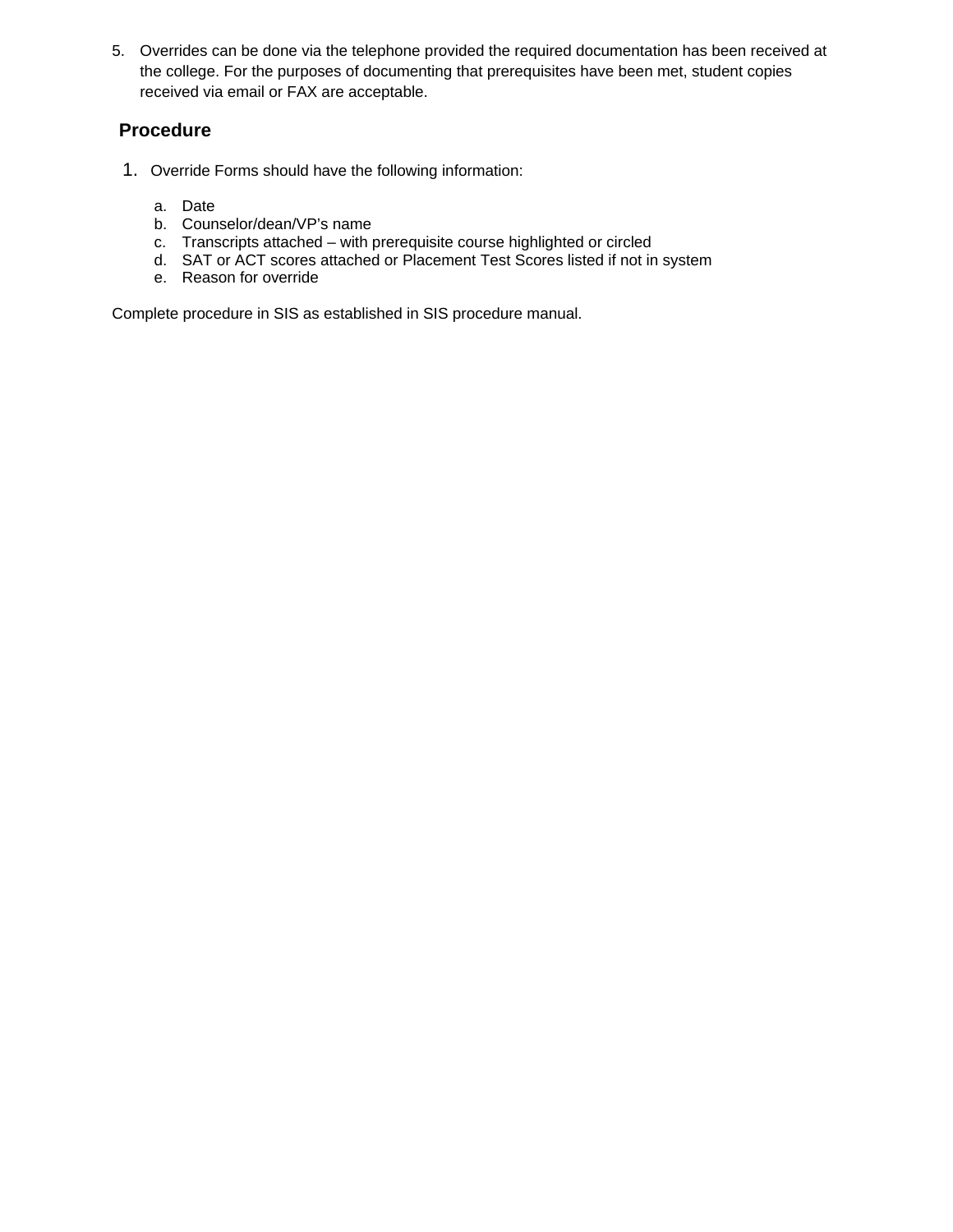5. Overrides can be done via the telephone provided the required documentation has been received at the college. For the purposes of documenting that prerequisites have been met, student copies received via email or FAX are acceptable.

## Procedure

1. Override Forms should have the following information:

   a. Date
   b. Counselor/dean/VP's name
   c. Transcripts attached – with prerequisite course highlighted or circled
   d. SAT or ACT scores attached or Placement Test Scores listed if not in system
   e. Reason for override

Complete procedure in SIS as established in SIS procedure manual.